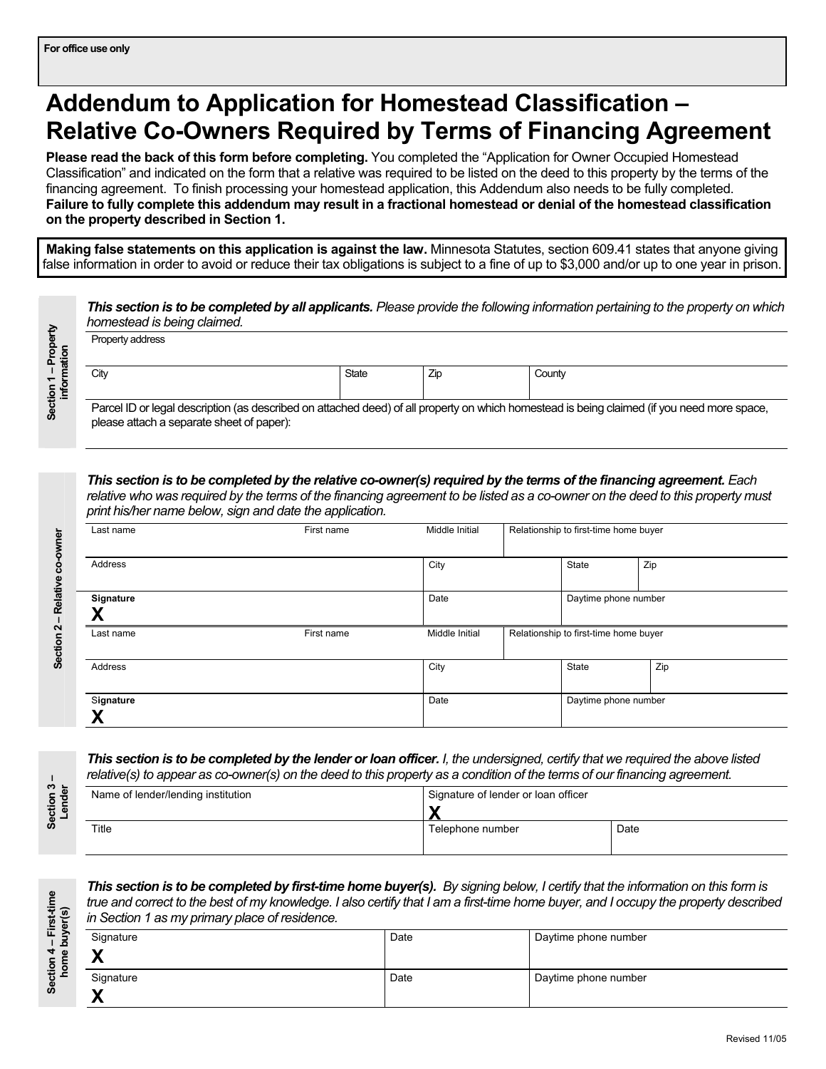**For office use only**

# Addendum to Application for Homestead Classification – Relative Co-Owners Required by Terms of Financing Agreement

**Please read the back of this form before completing.** You completed the "Application for Owner Occupied Homestead Classification" and indicated on the form that a relative was required to be listed on the deed to this property by the terms of the financing agreement. To finish processing your homestead application, this Addendum also needs to be fully completed. **Failure to fully complete this addendum may result in a fractional homestead or denial of the homestead classification on the property described in Section 1.**

**Making false statements on this application is against the law.** Minnesota Statutes, section 609.41 states that anyone giving false information in order to avoid or reduce their tax obligations is subject to a fine of up to $3,000 and/or up to one year in prison.

## Section 1 – Property information

***This section is to be completed by all applicants.*** *Please provide the following information pertaining to the property on which homestead is being claimed.*

| Property address | | | |
|---|---|---|---|
| City | State | Zip | County |

Parcel ID or legal description (as described on attached deed) of all property on which homestead is being claimed (if you need more space, please attach a separate sheet of paper):

## Section 2 – Relative co-owner

***This section is to be completed by the relative co-owner(s) required by the terms of the financing agreement.*** *Each relative who was required by the terms of the financing agreement to be listed as a co-owner on the deed to this property must print his/her name below, sign and date the application.*

| Last name | First name | Middle Initial | Relationship to first-time home buyer | |
|---|---|---|---|---|
| Address | | City | State | Zip |
| **Signature** X | | Date | Daytime phone number | |

| Last name | First name | Middle Initial | Relationship to first-time home buyer | |
|---|---|---|---|---|
| Address | | City | State | Zip |
| **Signature** X | | Date | Daytime phone number | |

## Section 3 – Lender

***This section is to be completed by the lender or loan officer.*** *I, the undersigned, certify that we required the above listed relative(s) to appear as co-owner(s) on the deed to this property as a condition of the terms of our financing agreement.*

| Name of lender/lending institution | Signature of lender or loan officer X | |
|---|---|---|
| Title | Telephone number | Date |

## Section 4 – First-time home buyer(s)

***This section is to be completed by first-time home buyer(s).*** *By signing below, I certify that the information on this form is true and correct to the best of my knowledge. I also certify that I am a first-time home buyer, and I occupy the property described in Section 1 as my primary place of residence.*

| Signature | Date | Daytime phone number |
|---|---|---|
| X | | |
| X | | |

Revised 11/05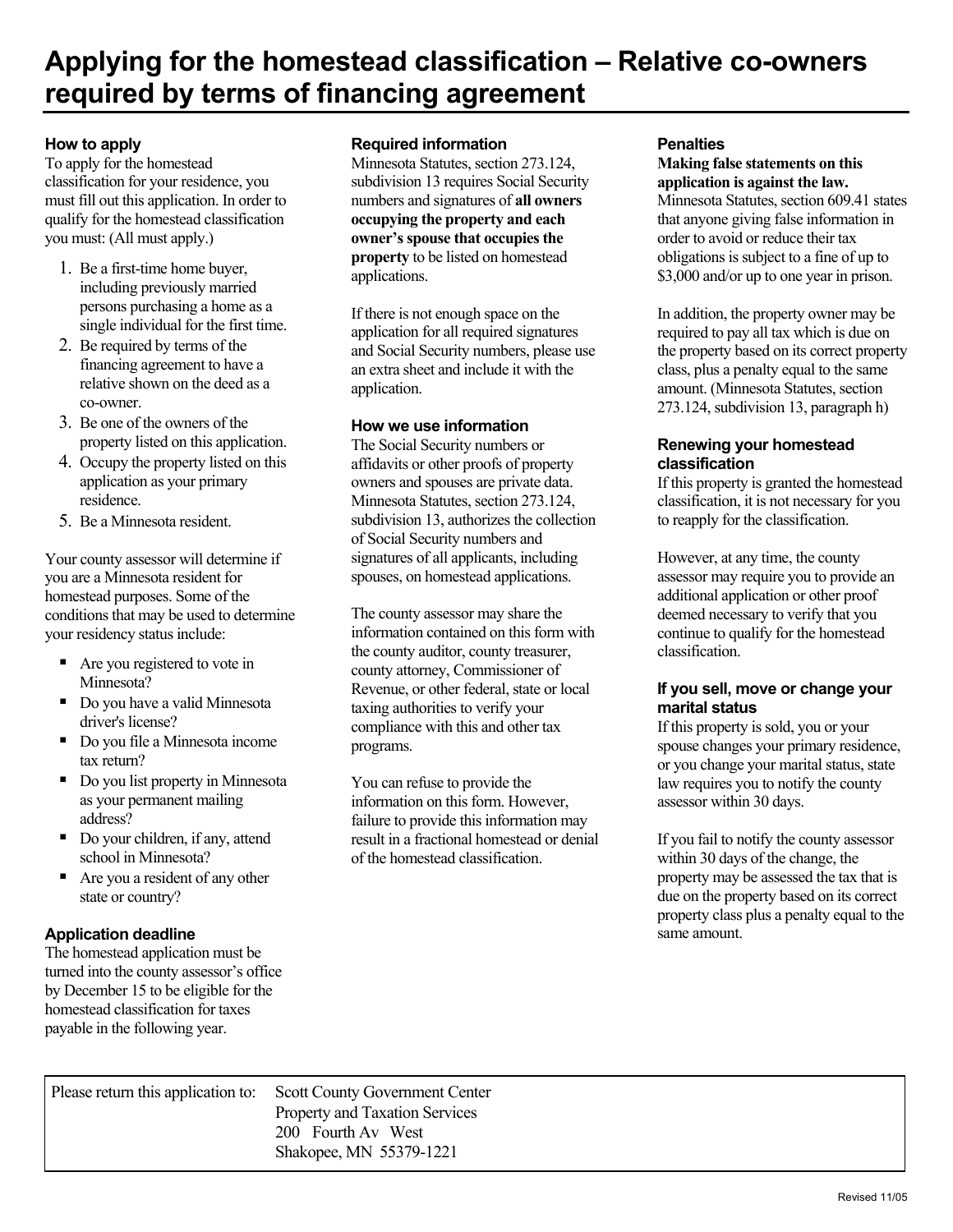# Applying for the homestead classification – Relative co-owners required by terms of financing agreement

### How to apply

To apply for the homestead classification for your residence, you must fill out this application. In order to qualify for the homestead classification you must: (All must apply.)

1. Be a first-time home buyer, including previously married persons purchasing a home as a single individual for the first time.
2. Be required by terms of the financing agreement to have a relative shown on the deed as a co-owner.
3. Be one of the owners of the property listed on this application.
4. Occupy the property listed on this application as your primary residence.
5. Be a Minnesota resident.

Your county assessor will determine if you are a Minnesota resident for homestead purposes. Some of the conditions that may be used to determine your residency status include:

- Are you registered to vote in Minnesota?
- Do you have a valid Minnesota driver's license?
- Do you file a Minnesota income tax return?
- Do you list property in Minnesota as your permanent mailing address?
- Do your children, if any, attend school in Minnesota?
- Are you a resident of any other state or country?

### Application deadline

The homestead application must be turned into the county assessor's office by December 15 to be eligible for the homestead classification for taxes payable in the following year.

### Required information

Minnesota Statutes, section 273.124, subdivision 13 requires Social Security numbers and signatures of **all owners occupying the property and each owner's spouse that occupies the property** to be listed on homestead applications.

If there is not enough space on the application for all required signatures and Social Security numbers, please use an extra sheet and include it with the application.

### How we use information

The Social Security numbers or affidavits or other proofs of property owners and spouses are private data. Minnesota Statutes, section 273.124, subdivision 13, authorizes the collection of Social Security numbers and signatures of all applicants, including spouses, on homestead applications.

The county assessor may share the information contained on this form with the county auditor, county treasurer, county attorney, Commissioner of Revenue, or other federal, state or local taxing authorities to verify your compliance with this and other tax programs.

You can refuse to provide the information on this form. However, failure to provide this information may result in a fractional homestead or denial of the homestead classification.

### Penalties

**Making false statements on this application is against the law.**

Minnesota Statutes, section 609.41 states that anyone giving false information in order to avoid or reduce their tax obligations is subject to a fine of up to $3,000 and/or up to one year in prison.

In addition, the property owner may be required to pay all tax which is due on the property based on its correct property class, plus a penalty equal to the same amount. (Minnesota Statutes, section 273.124, subdivision 13, paragraph h)

### Renewing your homestead classification

If this property is granted the homestead classification, it is not necessary for you to reapply for the classification.

However, at any time, the county assessor may require you to provide an additional application or other proof deemed necessary to verify that you continue to qualify for the homestead classification.

### If you sell, move or change your marital status

If this property is sold, you or your spouse changes your primary residence, or you change your marital status, state law requires you to notify the county assessor within 30 days.

If you fail to notify the county assessor within 30 days of the change, the property may be assessed the tax that is due on the property based on its correct property class plus a penalty equal to the same amount.

| | |
|---|---|
| Please return this application to: | Scott County Government Center<br>Property and Taxation Services<br>200 Fourth Av West<br>Shakopee, MN 55379-1221 |

Revised 11/05